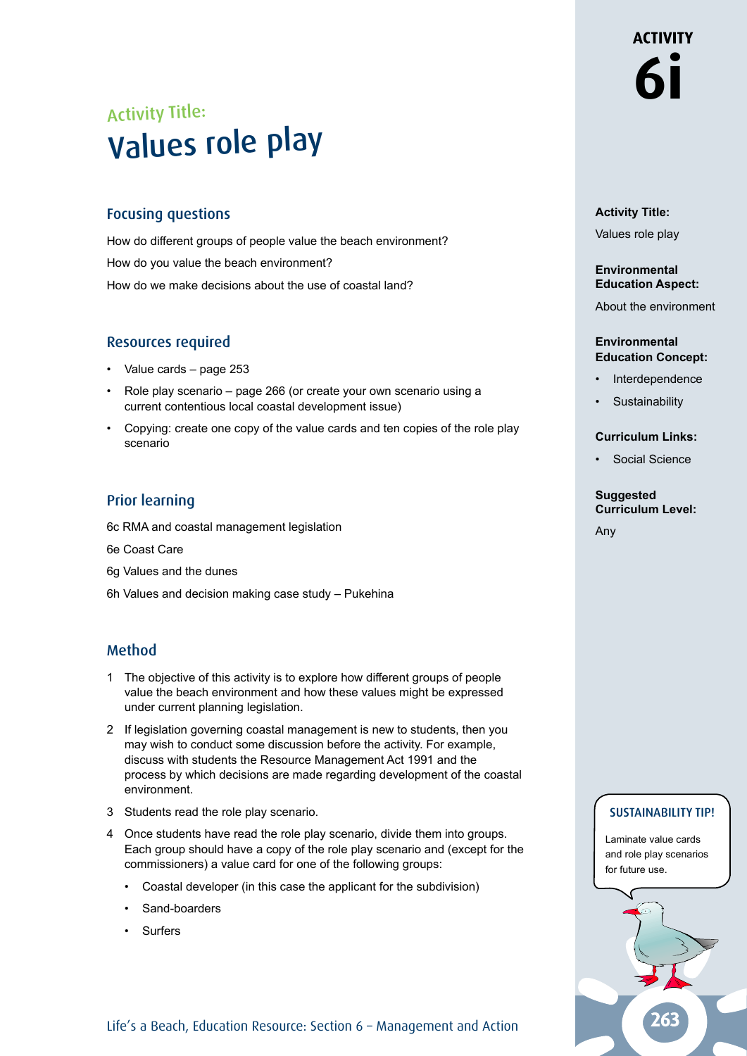# ACTIVITY 6i

## Activity Title:

# Values role play

**Activity Title:**

Values role play

**Environmental Education Aspect:**

About the environment

**Environmental Education Concept:**

- Interdependence
- Sustainability

**Curriculum Links:**

- Social Science

**Suggested Curriculum Level:**

Any

### Focusing questions

How do different groups of people value the beach environment?

How do you value the beach environment?

How do we make decisions about the use of coastal land?

### Resources required

- Value cards – page 253
- Role play scenario – page 266 (or create your own scenario using a current contentious local coastal development issue)
- Copying: create one copy of the value cards and ten copies of the role play scenario

### Prior learning

6c RMA and coastal management legislation

6e Coast Care

6g Values and the dunes

6h Values and decision making case study – Pukehina

### Method

1. The objective of this activity is to explore how different groups of people value the beach environment and how these values might be expressed under current planning legislation.
2. If legislation governing coastal management is new to students, then you may wish to conduct some discussion before the activity. For example, discuss with students the Resource Management Act 1991 and the process by which decisions are made regarding development of the coastal environment.
3. Students read the role play scenario.
4. Once students have read the role play scenario, divide them into groups. Each group should have a copy of the role play scenario and (except for the commissioners) a value card for one of the following groups:
   - Coastal developer (in this case the applicant for the subdivision)
   - Sand-boarders
   - Surfers

**SUSTAINABILITY TIP!**

Laminate value cards and role play scenarios for future use.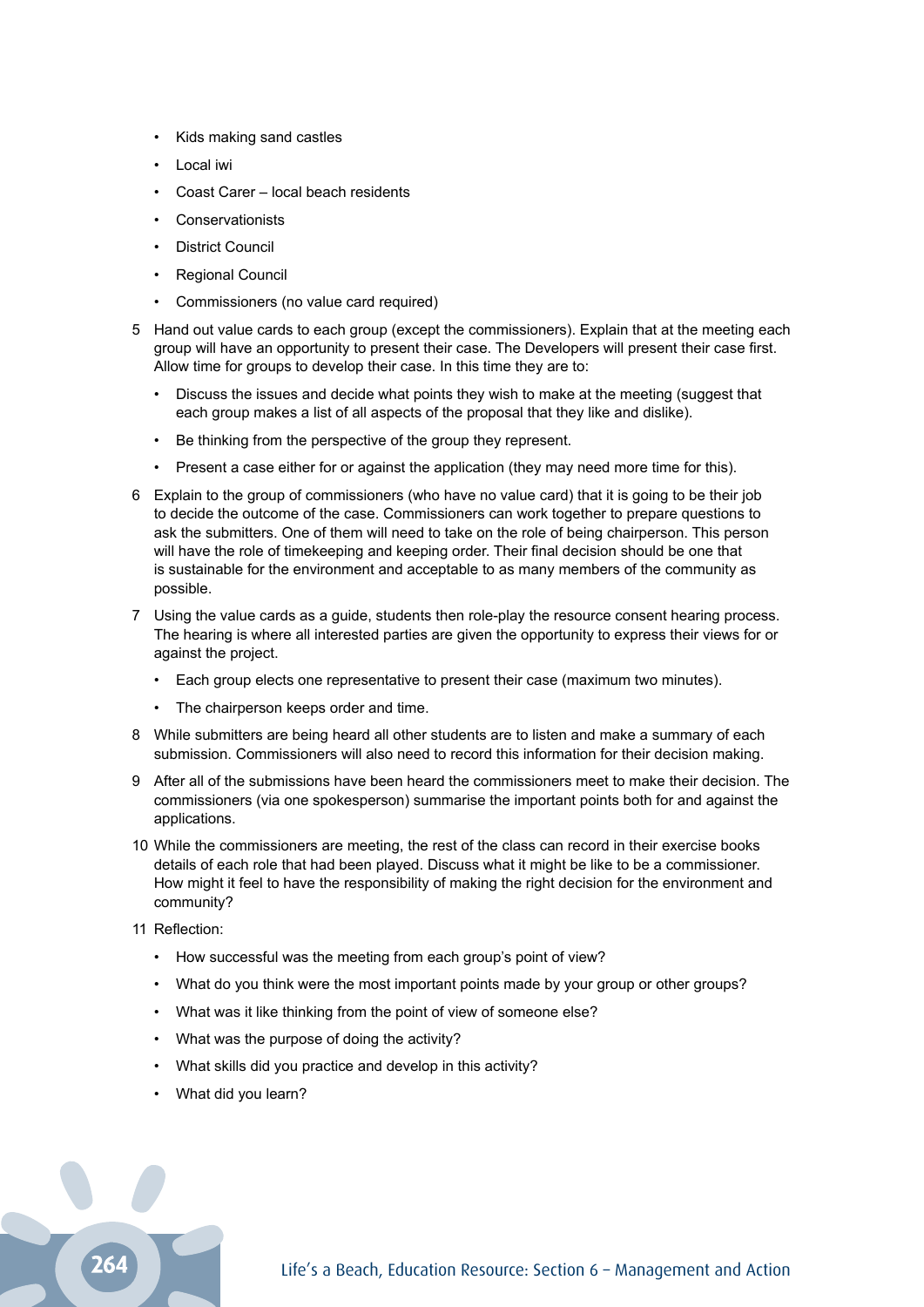- Kids making sand castles
- Local iwi
- Coast Carer – local beach residents
- Conservationists
- District Council
- Regional Council
- Commissioners (no value card required)

5. Hand out value cards to each group (except the commissioners). Explain that at the meeting each group will have an opportunity to present their case. The Developers will present their case first. Allow time for groups to develop their case. In this time they are to:
   - Discuss the issues and decide what points they wish to make at the meeting (suggest that each group makes a list of all aspects of the proposal that they like and dislike).
   - Be thinking from the perspective of the group they represent.
   - Present a case either for or against the application (they may need more time for this).
6. Explain to the group of commissioners (who have no value card) that it is going to be their job to decide the outcome of the case. Commissioners can work together to prepare questions to ask the submitters. One of them will need to take on the role of being chairperson. This person will have the role of timekeeping and keeping order. Their final decision should be one that is sustainable for the environment and acceptable to as many members of the community as possible.
7. Using the value cards as a guide, students then role-play the resource consent hearing process. The hearing is where all interested parties are given the opportunity to express their views for or against the project.
   - Each group elects one representative to present their case (maximum two minutes).
   - The chairperson keeps order and time.
8. While submitters are being heard all other students are to listen and make a summary of each submission. Commissioners will also need to record this information for their decision making.
9. After all of the submissions have been heard the commissioners meet to make their decision. The commissioners (via one spokesperson) summarise the important points both for and against the applications.
10. While the commissioners are meeting, the rest of the class can record in their exercise books details of each role that had been played. Discuss what it might be like to be a commissioner. How might it feel to have the responsibility of making the right decision for the environment and community?
11. Reflection:
    - How successful was the meeting from each group's point of view?
    - What do you think were the most important points made by your group or other groups?
    - What was it like thinking from the point of view of someone else?
    - What was the purpose of doing the activity?
    - What skills did you practice and develop in this activity?
    - What did you learn?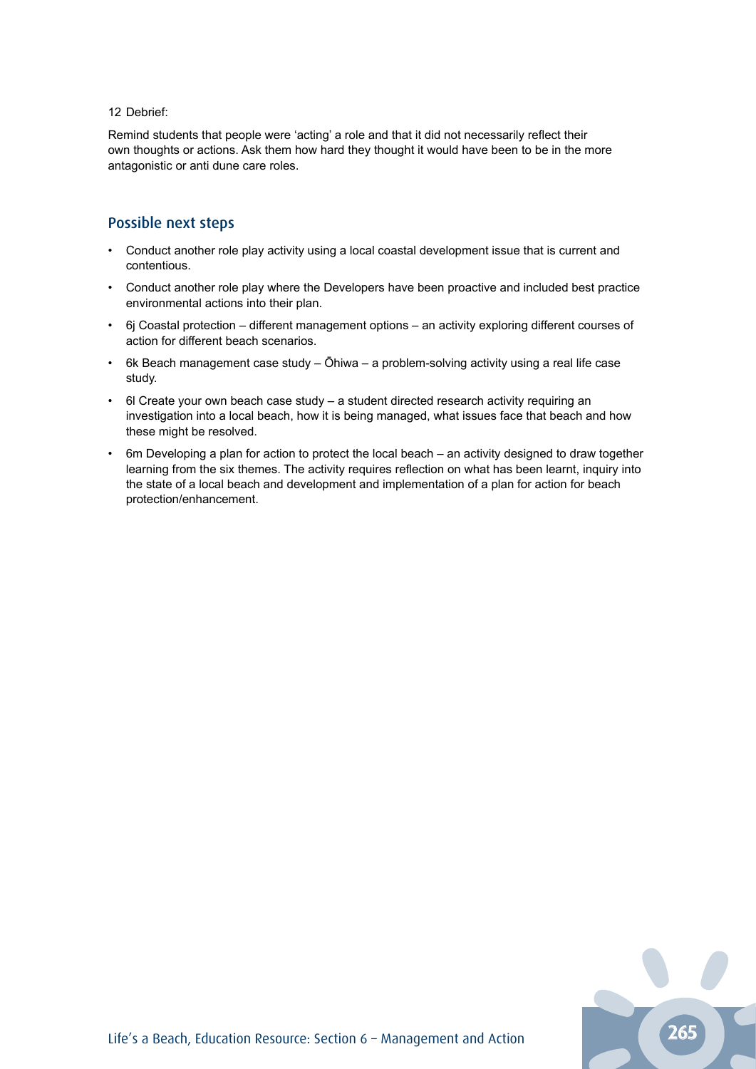12 Debrief:

Remind students that people were 'acting' a role and that it did not necessarily reflect their own thoughts or actions. Ask them how hard they thought it would have been to be in the more antagonistic or anti dune care roles.

## Possible next steps

- Conduct another role play activity using a local coastal development issue that is current and contentious.
- Conduct another role play where the Developers have been proactive and included best practice environmental actions into their plan.
- 6j Coastal protection – different management options – an activity exploring different courses of action for different beach scenarios.
- 6k Beach management case study – Ōhiwa – a problem-solving activity using a real life case study.
- 6l Create your own beach case study – a student directed research activity requiring an investigation into a local beach, how it is being managed, what issues face that beach and how these might be resolved.
- 6m Developing a plan for action to protect the local beach – an activity designed to draw together learning from the six themes. The activity requires reflection on what has been learnt, inquiry into the state of a local beach and development and implementation of a plan for action for beach protection/enhancement.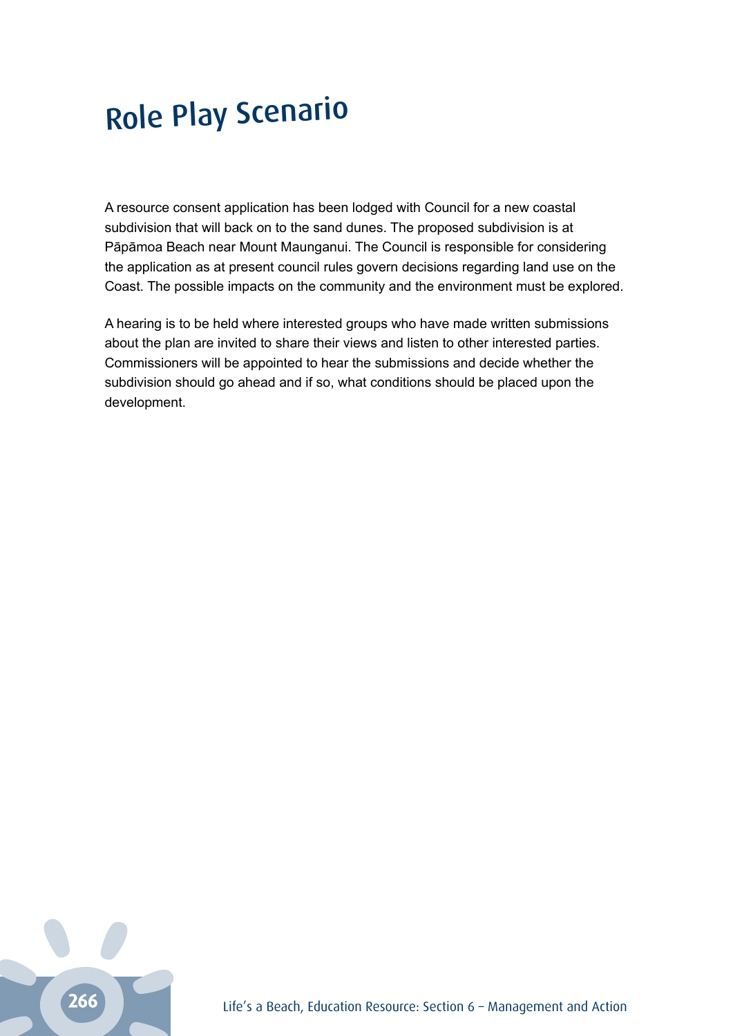# Role Play Scenario

A resource consent application has been lodged with Council for a new coastal subdivision that will back on to the sand dunes. The proposed subdivision is at Pāpāmoa Beach near Mount Maunganui. The Council is responsible for considering the application as at present council rules govern decisions regarding land use on the Coast. The possible impacts on the community and the environment must be explored.

A hearing is to be held where interested groups who have made written submissions about the plan are invited to share their views and listen to other interested parties. Commissioners will be appointed to hear the submissions and decide whether the subdivision should go ahead and if so, what conditions should be placed upon the development.